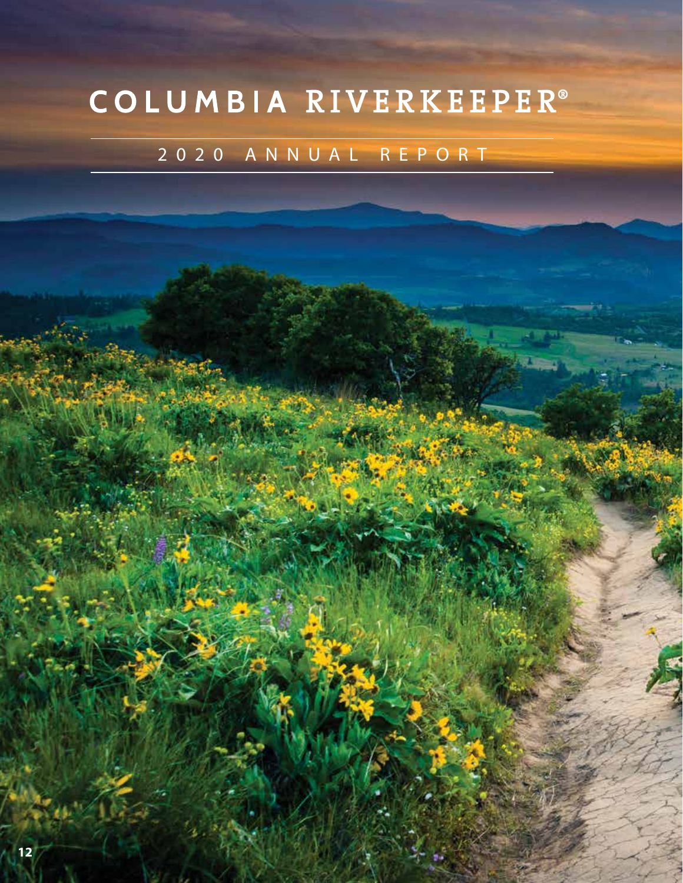# COLUMBIA RIVERKEEPER®

## 2020 ANNUAL REPORT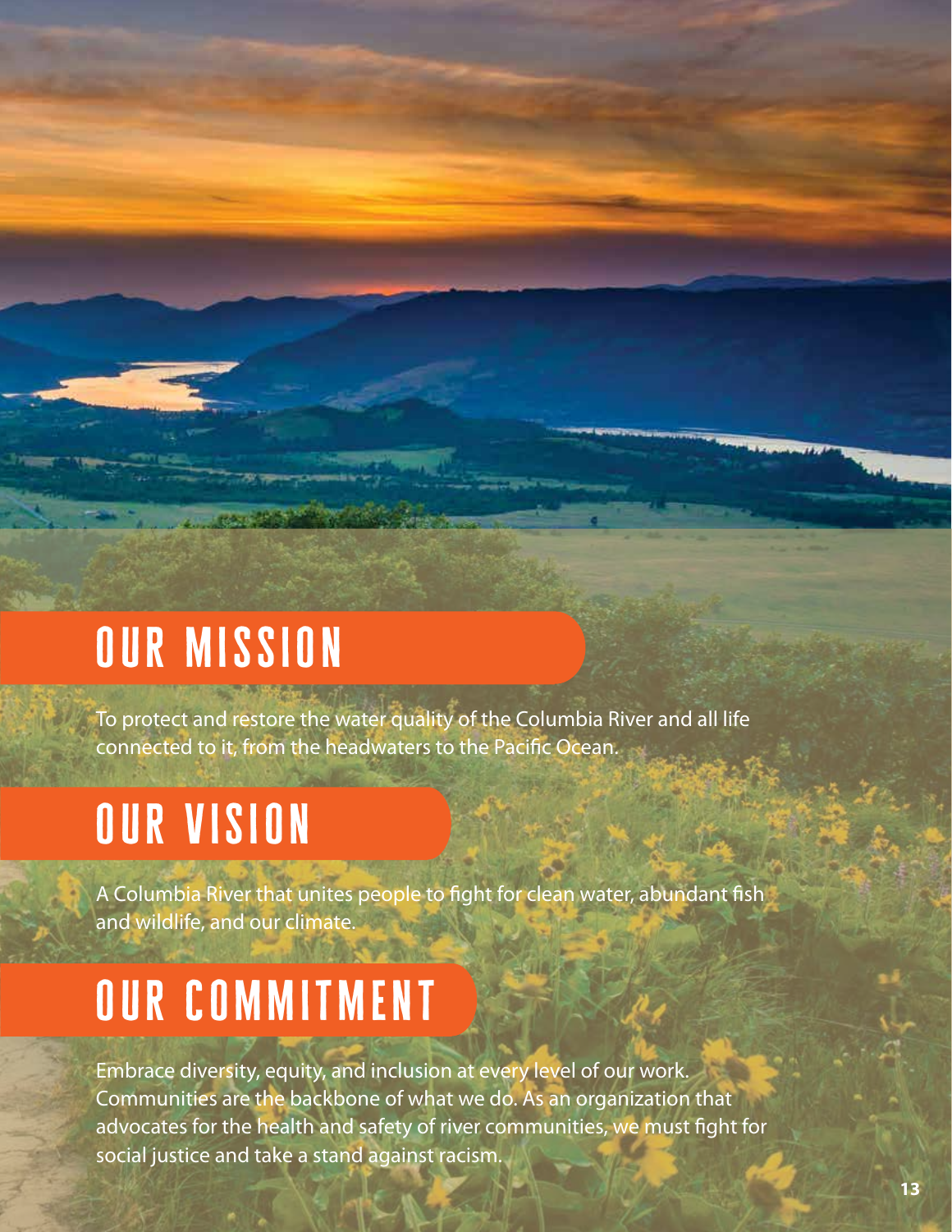# OUR MISSION

To protect and restore the water quality of the Columbia River and all life connected to it, from the headwaters to the Pacific Ocean.

# OUR VISION

A Columbia River that unites people to fight for clean water, abundant fish and wildlife, and our climate.

# OUR COMMITMENT

Embrace diversity, equity, and inclusion at every level of our work. Communities are the backbone of what we do. As an organization that advocates for the health and safety of river communities, we must fight for social justice and take a stand against racism.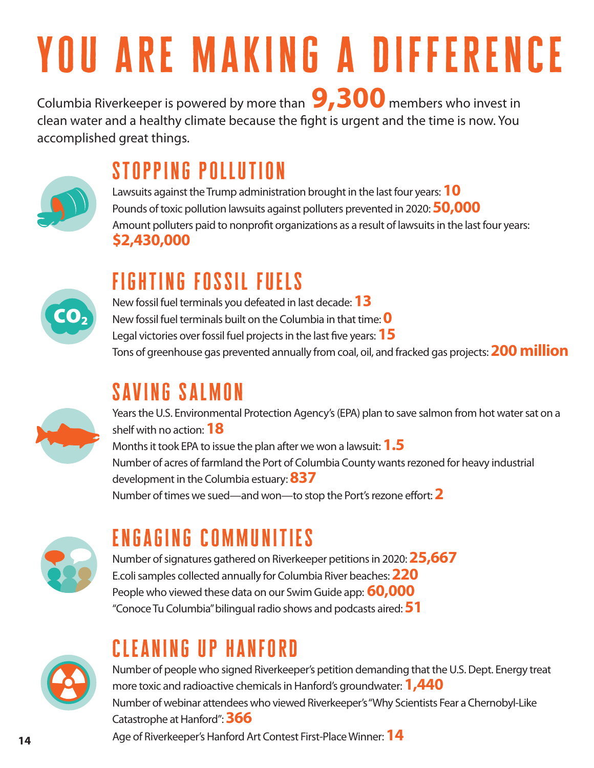# YOU ARE MAKING A DIFFERENCE

Columbia Riverkeeper is powered by more than **9,300** members who invest in clean water and a healthy climate because the fight is urgent and the time is now. You accomplished great things.

## STOPPING POLLUTION

Lawsuits against the Trump administration brought in the last four years: **10**

Pounds of toxic pollution lawsuits against polluters prevented in 2020: **50,000**

Amount polluters paid to nonprofit organizations as a result of lawsuits in the last four years: **$2,430,000**

## FIGHTING FOSSIL FUELS

$CO_2$

New fossil fuel terminals you defeated in last decade: **13**

New fossil fuel terminals built on the Columbia in that time: **0**

Legal victories over fossil fuel projects in the last five years: **15**

Tons of greenhouse gas prevented annually from coal, oil, and fracked gas projects: **200 million**

## SAVING SALMON

Years the U.S. Environmental Protection Agency's (EPA) plan to save salmon from hot water sat on a shelf with no action: **18**

Months it took EPA to issue the plan after we won a lawsuit: **1.5**

Number of acres of farmland the Port of Columbia County wants rezoned for heavy industrial development in the Columbia estuary: **837**

Number of times we sued—and won—to stop the Port's rezone effort: **2**

## ENGAGING COMMUNITIES

Number of signatures gathered on Riverkeeper petitions in 2020: **25,667**

E.coli samples collected annually for Columbia River beaches: **220**

People who viewed these data on our Swim Guide app: **60,000**

"Conoce Tu Columbia" bilingual radio shows and podcasts aired: **51**

## CLEANING UP HANFORD

Number of people who signed Riverkeeper's petition demanding that the U.S. Dept. Energy treat more toxic and radioactive chemicals in Hanford's groundwater: **1,440**

Number of webinar attendees who viewed Riverkeeper's "Why Scientists Fear a Chernobyl-Like Catastrophe at Hanford": **366**

Age of Riverkeeper's Hanford Art Contest First-Place Winner: **14**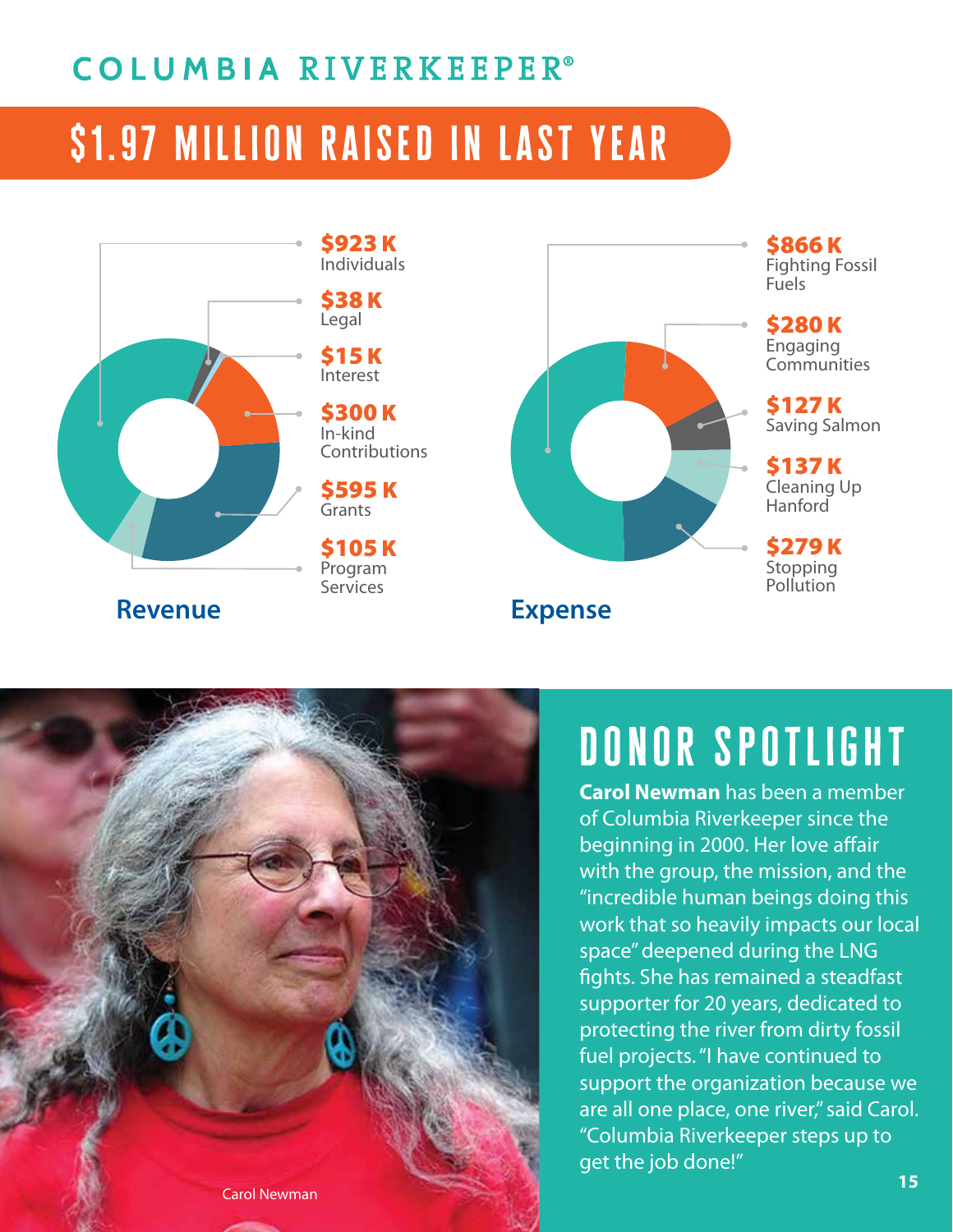COLUMBIA RIVERKEEPER®

# $1.97 MILLION RAISED IN LAST YEAR

$923 K
Individuals

$38 K
Legal

$15 K
Interest

$300 K
In-kind Contributions

$595 K
Grants

$105 K
Program Services

**Revenue**

$866 K
Fighting Fossil Fuels

$280 K
Engaging Communities

$127 K
Saving Salmon

$137 K
Cleaning Up Hanford

$279 K
Stopping Pollution

**Expense**

Carol Newman

## DONOR SPOTLIGHT

**Carol Newman** has been a member of Columbia Riverkeeper since the beginning in 2000. Her love affair with the group, the mission, and the "incredible human beings doing this work that so heavily impacts our local space" deepened during the LNG fights. She has remained a steadfast supporter for 20 years, dedicated to protecting the river from dirty fossil fuel projects. "I have continued to support the organization because we are all one place, one river," said Carol. "Columbia Riverkeeper steps up to get the job done!"